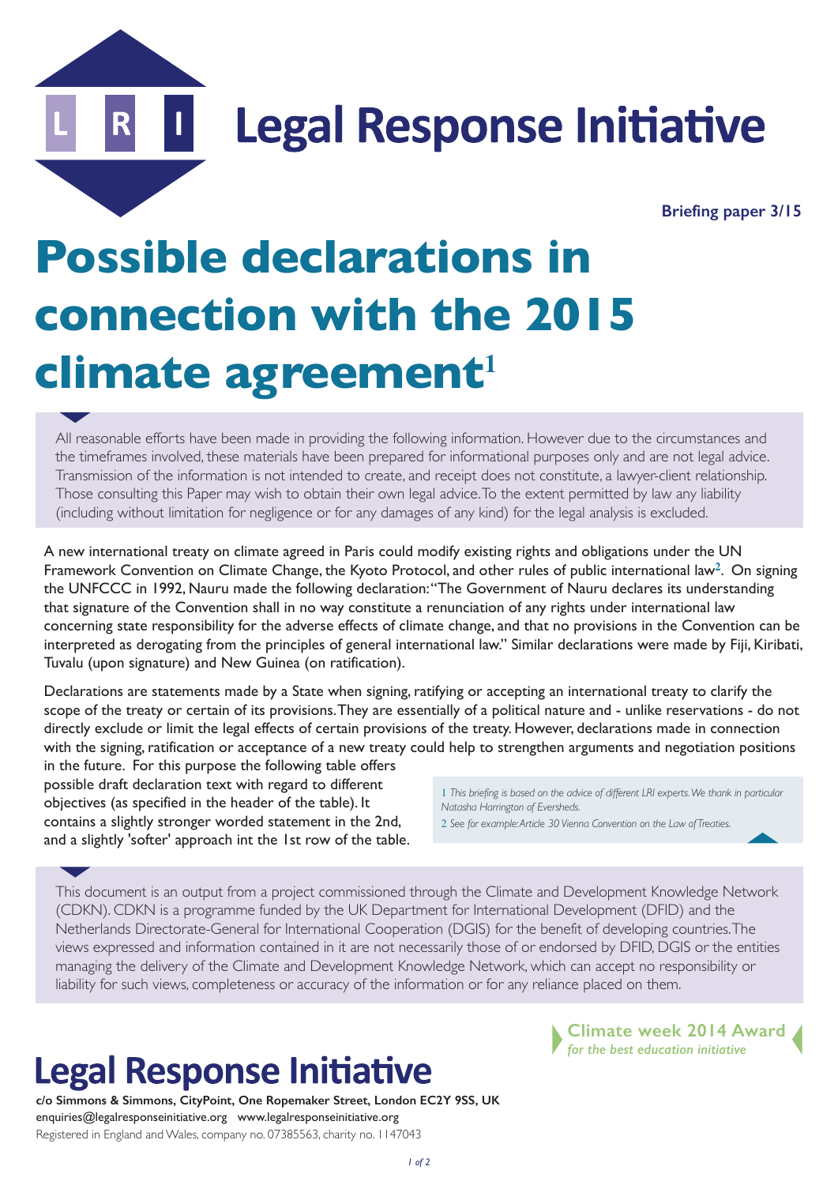# Legal Response Initiative

**Briefing paper 3/15**

# Possible declarations in connection with the 2015 climate agreement[1]

All reasonable efforts have been made in providing the following information. However due to the circumstances and the timeframes involved, these materials have been prepared for informational purposes only and are not legal advice. Transmission of the information is not intended to create, and receipt does not constitute, a lawyer-client relationship. Those consulting this Paper may wish to obtain their own legal advice. To the extent permitted by law any liability (including without limitation for negligence or for any damages of any kind) for the legal analysis is excluded.

A new international treaty on climate agreed in Paris could modify existing rights and obligations under the UN Framework Convention on Climate Change, the Kyoto Protocol, and other rules of public international law[2]. On signing the UNFCCC in 1992, Nauru made the following declaration: "The Government of Nauru declares its understanding that signature of the Convention shall in no way constitute a renunciation of any rights under international law concerning state responsibility for the adverse effects of climate change, and that no provisions in the Convention can be interpreted as derogating from the principles of general international law." Similar declarations were made by Fiji, Kiribati, Tuvalu (upon signature) and New Guinea (on ratification).

Declarations are statements made by a State when signing, ratifying or accepting an international treaty to clarify the scope of the treaty or certain of its provisions. They are essentially of a political nature and - unlike reservations - do not directly exclude or limit the legal effects of certain provisions of the treaty. However, declarations made in connection with the signing, ratification or acceptance of a new treaty could help to strengthen arguments and negotiation positions in the future. For this purpose the following table offers possible draft declaration text with regard to different objectives (as specified in the header of the table). It contains a slightly stronger worded statement in the 2nd, and a slightly 'softer' approach int the 1st row of the table.

1 *This briefing is based on the advice of different LRI experts. We thank in particular Natasha Harrington of Eversheds.*

2 *See for example: Article 30 Vienna Convention on the Law of Treaties.*

This document is an output from a project commissioned through the Climate and Development Knowledge Network (CDKN). CDKN is a programme funded by the UK Department for International Development (DFID) and the Netherlands Directorate-General for International Cooperation (DGIS) for the benefit of developing countries. The views expressed and information contained in it are not necessarily those of or endorsed by DFID, DGIS or the entities managing the delivery of the Climate and Development Knowledge Network, which can accept no responsibility or liability for such views, completeness or accuracy of the information or for any reliance placed on them.

**Climate week 2014 Award**
*for the best education initiative*

## Legal Response Initiative

**c/o Simmons & Simmons, CityPoint, One Ropemaker Street, London EC2Y 9SS, UK**
enquiries@legalresponseinitiative.org www.legalresponseinitiative.org
Registered in England and Wales, company no. 07385563, charity no. 1147043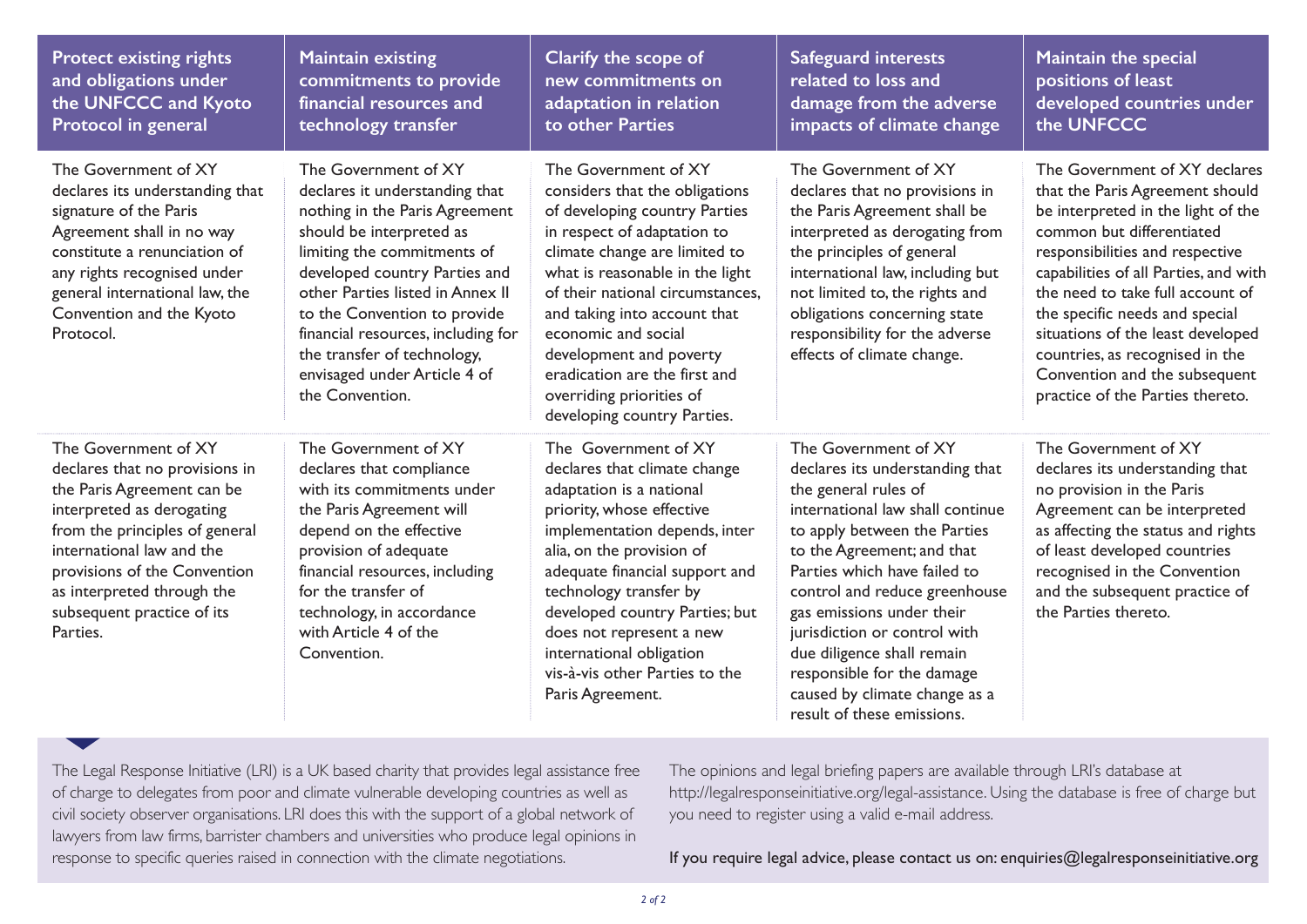| Protect existing rights and obligations under the UNFCCC and Kyoto Protocol in general | Maintain existing commitments to provide financial resources and technology transfer | Clarify the scope of new commitments on adaptation in relation to other Parties | Safeguard interests related to loss and damage from the adverse impacts of climate change | Maintain the special positions of least developed countries under the UNFCCC |
|---|---|---|---|---|
| The Government of XY declares its understanding that signature of the Paris Agreement shall in no way constitute a renunciation of any rights recognised under general international law, the Convention and the Kyoto Protocol. | The Government of XY declares it understanding that nothing in the Paris Agreement should be interpreted as limiting the commitments of developed country Parties and other Parties listed in Annex II to the Convention to provide financial resources, including for the transfer of technology, envisaged under Article 4 of the Convention. | The Government of XY considers that the obligations of developing country Parties in respect of adaptation to climate change are limited to what is reasonable in the light of their national circumstances, and taking into account that economic and social development and poverty eradication are the first and overriding priorities of developing country Parties. | The Government of XY declares that no provisions in the Paris Agreement shall be interpreted as derogating from the principles of general international law, including but not limited to, the rights and obligations concerning state responsibility for the adverse effects of climate change. | The Government of XY declares that the Paris Agreement should be interpreted in the light of the common but differentiated responsibilities and respective capabilities of all Parties, and with the need to take full account of the specific needs and special situations of the least developed countries, as recognised in the Convention and the subsequent practice of the Parties thereto. |
| The Government of XY declares that no provisions in the Paris Agreement can be interpreted as derogating from the principles of general international law and the provisions of the Convention as interpreted through the subsequent practice of its Parties. | The Government of XY declares that compliance with its commitments under the Paris Agreement will depend on the effective provision of adequate financial resources, including for the transfer of technology, in accordance with Article 4 of the Convention. | The Government of XY declares that climate change adaptation is a national priority, whose effective implementation depends, inter alia, on the provision of adequate financial support and technology transfer by developed country Parties; but does not represent a new international obligation vis-à-vis other Parties to the Paris Agreement. | The Government of XY declares its understanding that the general rules of international law shall continue to apply between the Parties to the Agreement; and that Parties which have failed to control and reduce greenhouse gas emissions under their jurisdiction or control with due diligence shall remain responsible for the damage caused by climate change as a result of these emissions. | The Government of XY declares its understanding that no provision in the Paris Agreement can be interpreted as affecting the status and rights of least developed countries recognised in the Convention and the subsequent practice of the Parties thereto. |

The Legal Response Initiative (LRI) is a UK based charity that provides legal assistance free of charge to delegates from poor and climate vulnerable developing countries as well as civil society observer organisations. LRI does this with the support of a global network of lawyers from law firms, barrister chambers and universities who produce legal opinions in response to specific queries raised in connection with the climate negotiations.

The opinions and legal briefing papers are available through LRI's database at http://legalresponseinitiative.org/legal-assistance. Using the database is free of charge but you need to register using a valid e-mail address.

If you require legal advice, please contact us on: enquiries@legalresponseinitiative.org